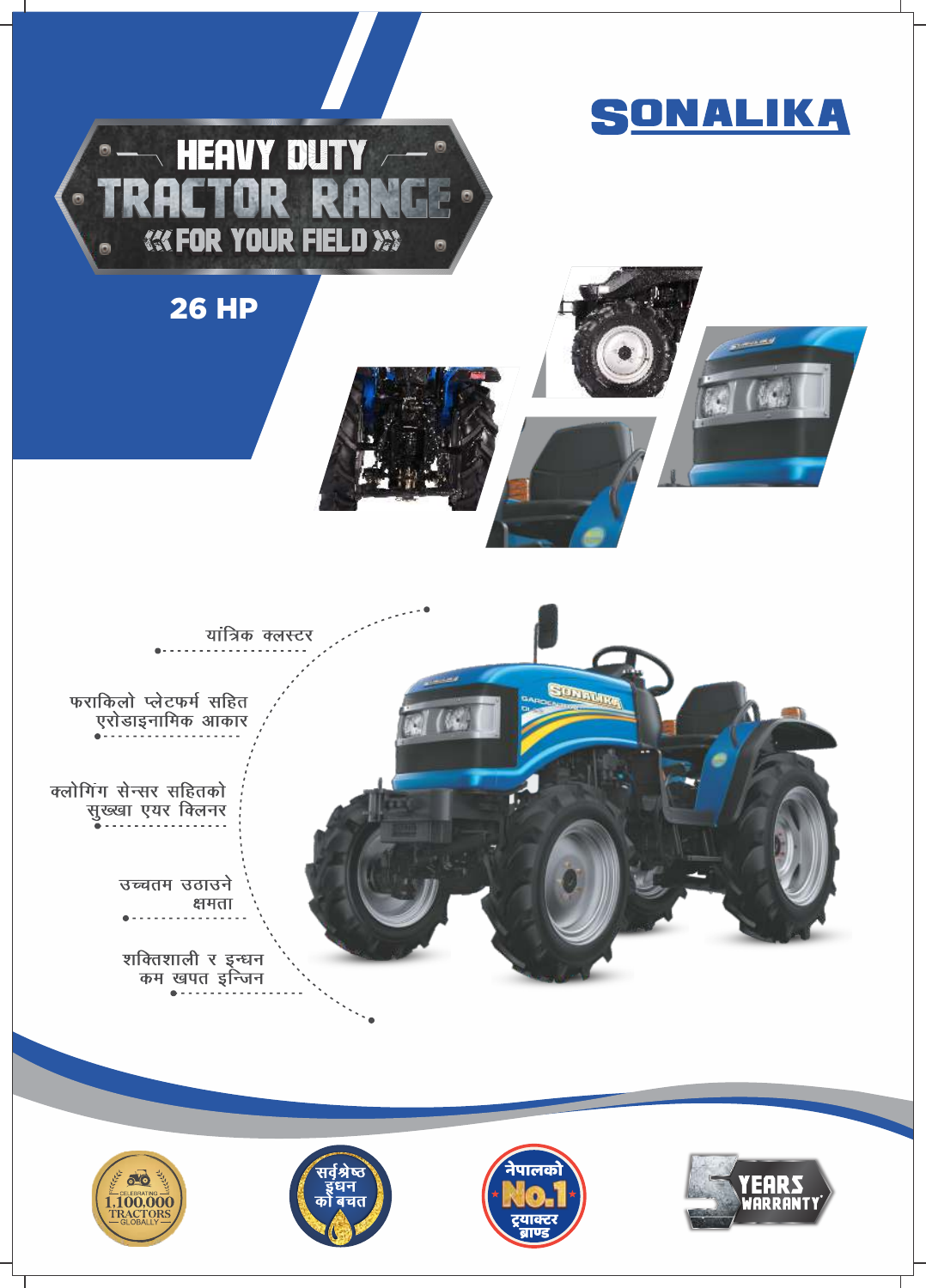# SONALIKA

## HEAVY DUTY TRACTOR RANGE

**FOR YOUR FIELD**

## 26 HP

- यांत्रिक क्लस्टर
- फराकिलो प्लेटफर्म सहित एरोडाइनामिक आकार
- क्लोगिंग सेन्सर सहितको सुख्खा एयर क्लिनर
- उच्चतम उठाउने क्षमता
- शक्तिशाली र इन्धन कम खपत इन्जिन

CELEBRATING 1,100,000 TRACTORS GLOBALLY

सर्वश्रेष्ठ इन्धन को बचत

नेपालको No.1 ट्र्याक्टर ब्राण्ड

5 YEARS WARRANTY*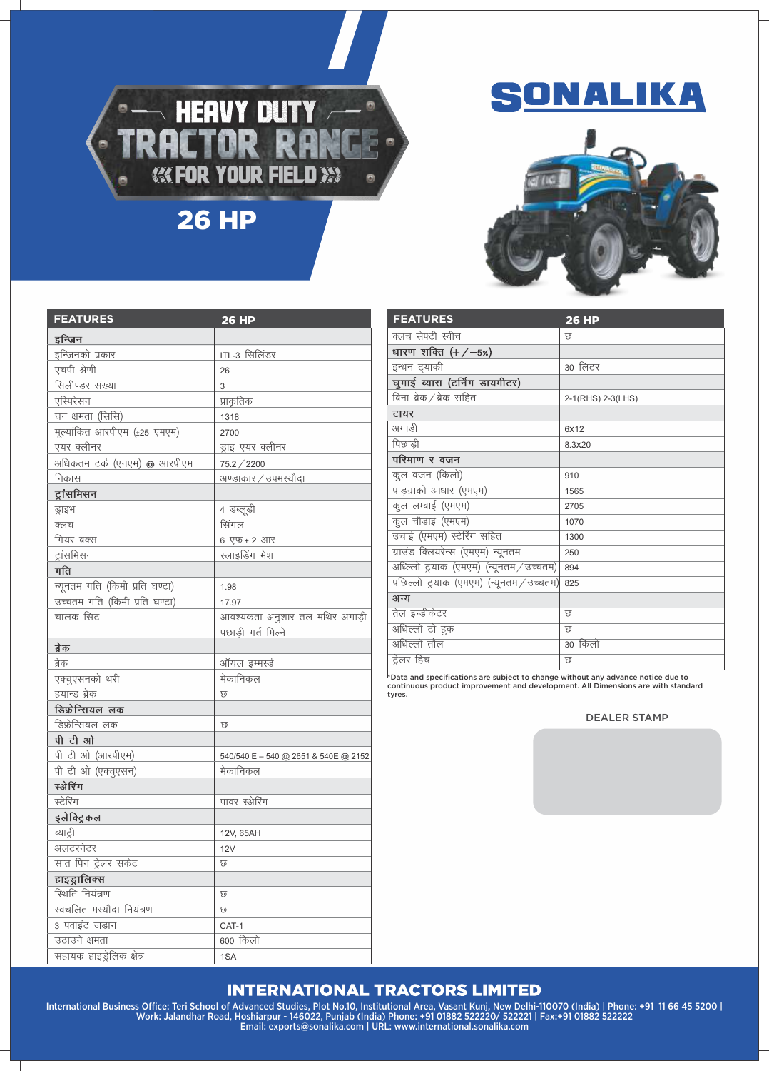# SONALIKA

## HEAVY DUTY TRACTOR RANGE

### FOR YOUR FIELD

## 26 HP

| FEATURES | 26 HP |
|---|---|
| **इन्जिन** | |
| इन्जिनको प्रकार | ITL-3 सिलिंडर |
| एचपी श्रेणी | 26 |
| सिलीण्डर संख्या | 3 |
| एस्पिरेसन | प्राकृतिक |
| घन क्षमता (सिसि) | 1318 |
| मूल्यांकित आरपीएम (±25 एमएम) | 2700 |
| एयर क्लीनर | ड्राइ एयर क्लीनर |
| अधिकतम टर्क (एनएम) @ आरपीएम | 75.2 / 2200 |
| निकास | अण्डाकार / उपमस्यौदा |
| **ट्रांसमिसन** | |
| ड्राइभ | 4 डब्लूडी |
| क्लच | सिंगल |
| गियर बक्स | 6 एफ + 2 आर |
| ट्रांसमिसन | स्लाइडिंग मेश |
| **गति** | |
| न्यूनतम गति (किमी प्रति घण्टा) | 1.98 |
| उच्चतम गति (किमी प्रति घण्टा) | 17.97 |
| चालक सिट | आवश्यकता अनुशार तल मथिर अगाड़ी पछाड़ी गर्त मिल्ने |
| **ब्रेक** | |
| ब्रेक | ऑयल इम्मर्स्ड |
| एक्चुएसनको थरी | मेकानिकल |
| हयान्ड ब्रेक | छ |
| **डिफ्रेन्सियल लक** | |
| डिफ्रेन्सियल लक | छ |
| **पी टी ओ** | |
| पी टी ओ (आरपीएम) | 540/540 E – 540 @ 2651 & 540E @ 2152 |
| पी टी ओ (एक्चुएसन) | मेकानिकल |
| **स्ओरिंग** | |
| स्टेरिंग | पावर स्ओरिंग |
| **इलेक्ट्रिकल** | |
| ब्याट्री | 12V, 65AH |
| अलटरनेटर | 12V |
| सात पिन ट्रेलर सकेट | छ |
| **हाइड्रालिक्स** | |
| स्थिति नियंत्रण | छ |
| स्वचलित मस्यौदा नियंत्रण | छ |
| 3 पवाइंट जडान | CAT-1 |
| उठाउने क्षमता | 600 किलो |
| सहायक हाइड्रेलिक क्षेत्र | 1SA |

| FEATURES | 26 HP |
|---|---|
| क्लच सेफ्टी स्वीच | छ |
| **धारण शक्ति (+/−5%)** | |
| इन्धन ट्याकी | 30 लिटर |
| **घुमाई व्यास (टर्निंग डायमीटर)** | |
| बिना ब्रेक / ब्रेक सहित | 2-1(RHS) 2-3(LHS) |
| **टायर** | |
| अगाड़ी | 6x12 |
| पिछाड़ी | 8.3x20 |
| **परिमाण र वजन** | |
| कुल वजन (किलो) | 910 |
| पाड़ग्राको आधार (एमएम) | 1565 |
| कुल लम्बाई (एमएम) | 2705 |
| कुल चौड़ाई (एमएम) | 1070 |
| उचाई (एमएम) स्टेरिंग सहित | 1300 |
| ग्राउंड क्लियरेन्स (एमएम) न्यूनतम | 250 |
| अघिल्लो ट्र्याक (एमएम) (न्यूनतम / उच्चतम) | 894 |
| पछिल्लो ट्र्याक (एमएम) (न्यूनतम / उच्चतम) | 825 |
| **अन्य** | |
| तेल इन्डीकेटर | छ |
| अघिल्लो टो हुक | छ |
| अघिल्लो तौल | 30 किलो |
| ट्रेलर हिच | छ |

*Data and specifications are subject to change without any advance notice due to continuous product improvement and development. All Dimensions are with standard tyres.

DEALER STAMP

**INTERNATIONAL TRACTORS LIMITED**

International Business Office: Teri School of Advanced Studies, Plot No.10, Institutional Area, Vasant Kunj, New Delhi-110070 (India) | Phone: +91 11 66 45 5200 |
Work: Jalandhar Road, Hoshiarpur - 146022, Punjab (India) Phone: +91 01882 522220/ 522221 | Fax:+91 01882 522222
Email: exports@sonalika.com | URL: www.international.sonalika.com